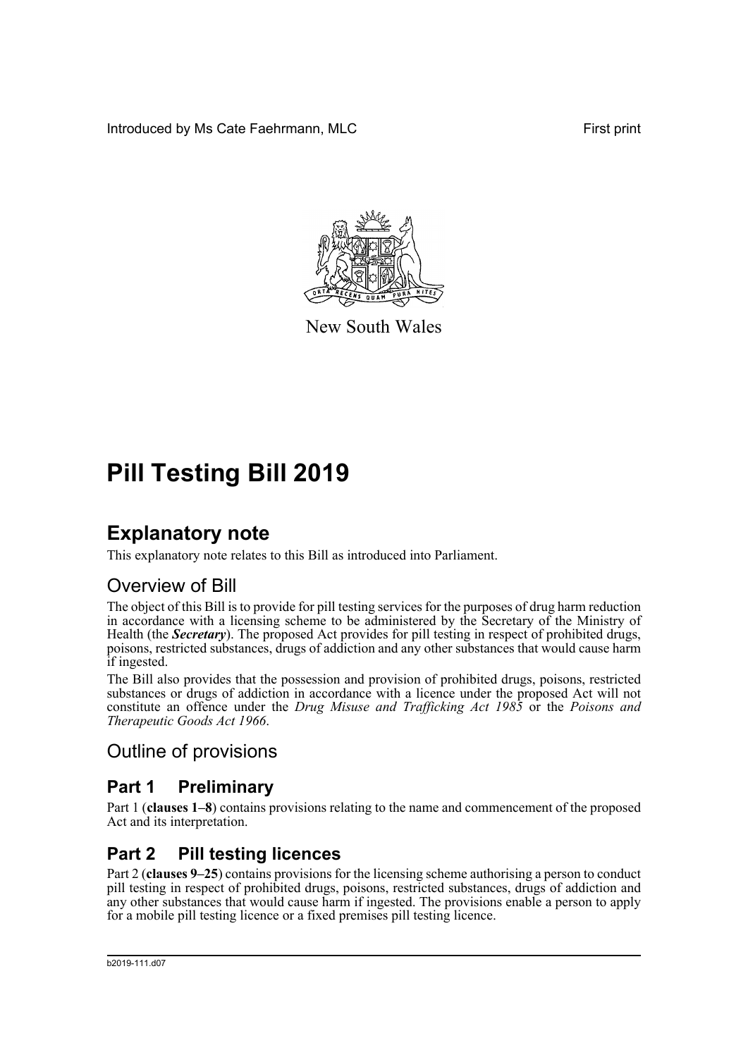Introduced by Ms Cate Faehrmann, MLC

First print

New South Wales

# Pill Testing Bill 2019

## Explanatory note

This explanatory note relates to this Bill as introduced into Parliament.

### Overview of Bill

The object of this Bill is to provide for pill testing services for the purposes of drug harm reduction in accordance with a licensing scheme to be administered by the Secretary of the Ministry of Health (the ***Secretary***). The proposed Act provides for pill testing in respect of prohibited drugs, poisons, restricted substances, drugs of addiction and any other substances that would cause harm if ingested.

The Bill also provides that the possession and provision of prohibited drugs, poisons, restricted substances or drugs of addiction in accordance with a licence under the proposed Act will not constitute an offence under the *Drug Misuse and Trafficking Act 1985* or the *Poisons and Therapeutic Goods Act 1966*.

### Outline of provisions

## Part 1 Preliminary

Part 1 (**clauses 1–8**) contains provisions relating to the name and commencement of the proposed Act and its interpretation.

## Part 2 Pill testing licences

Part 2 (**clauses 9–25**) contains provisions for the licensing scheme authorising a person to conduct pill testing in respect of prohibited drugs, poisons, restricted substances, drugs of addiction and any other substances that would cause harm if ingested. The provisions enable a person to apply for a mobile pill testing licence or a fixed premises pill testing licence.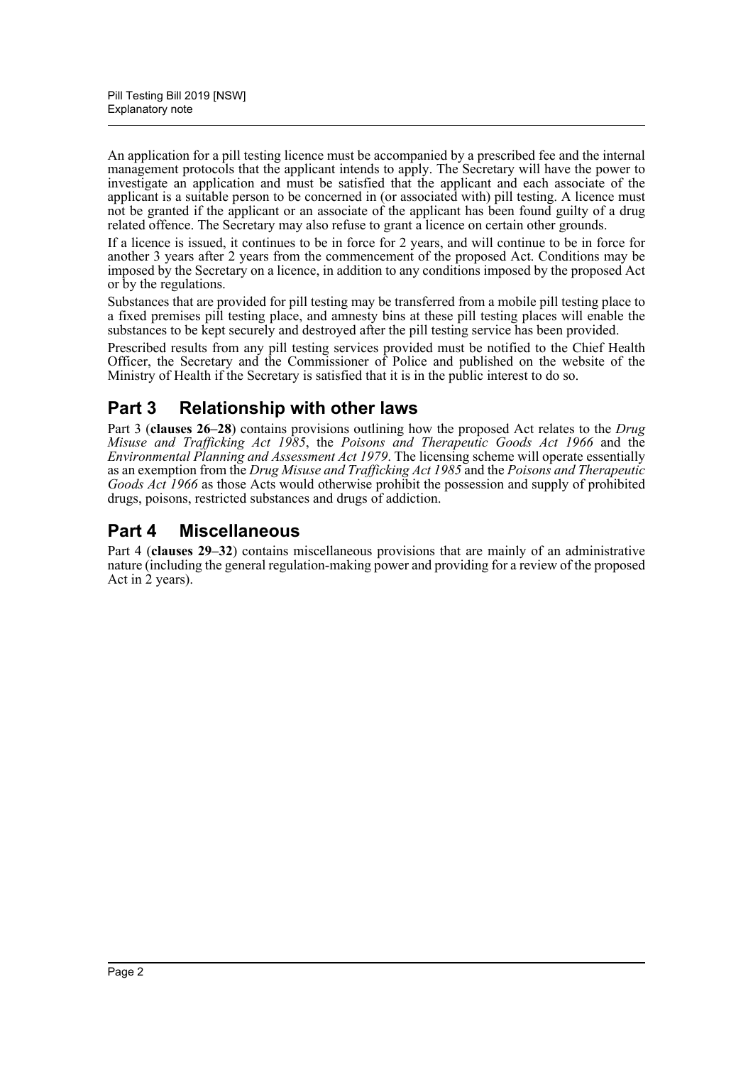An application for a pill testing licence must be accompanied by a prescribed fee and the internal management protocols that the applicant intends to apply. The Secretary will have the power to investigate an application and must be satisfied that the applicant and each associate of the applicant is a suitable person to be concerned in (or associated with) pill testing. A licence must not be granted if the applicant or an associate of the applicant has been found guilty of a drug related offence. The Secretary may also refuse to grant a licence on certain other grounds.

If a licence is issued, it continues to be in force for 2 years, and will continue to be in force for another 3 years after 2 years from the commencement of the proposed Act. Conditions may be imposed by the Secretary on a licence, in addition to any conditions imposed by the proposed Act or by the regulations.

Substances that are provided for pill testing may be transferred from a mobile pill testing place to a fixed premises pill testing place, and amnesty bins at these pill testing places will enable the substances to be kept securely and destroyed after the pill testing service has been provided.

Prescribed results from any pill testing services provided must be notified to the Chief Health Officer, the Secretary and the Commissioner of Police and published on the website of the Ministry of Health if the Secretary is satisfied that it is in the public interest to do so.

## Part 3 Relationship with other laws

Part 3 (**clauses 26–28**) contains provisions outlining how the proposed Act relates to the *Drug Misuse and Trafficking Act 1985*, the *Poisons and Therapeutic Goods Act 1966* and the *Environmental Planning and Assessment Act 1979*. The licensing scheme will operate essentially as an exemption from the *Drug Misuse and Trafficking Act 1985* and the *Poisons and Therapeutic Goods Act 1966* as those Acts would otherwise prohibit the possession and supply of prohibited drugs, poisons, restricted substances and drugs of addiction.

## Part 4 Miscellaneous

Part 4 (**clauses 29–32**) contains miscellaneous provisions that are mainly of an administrative nature (including the general regulation-making power and providing for a review of the proposed Act in 2 years).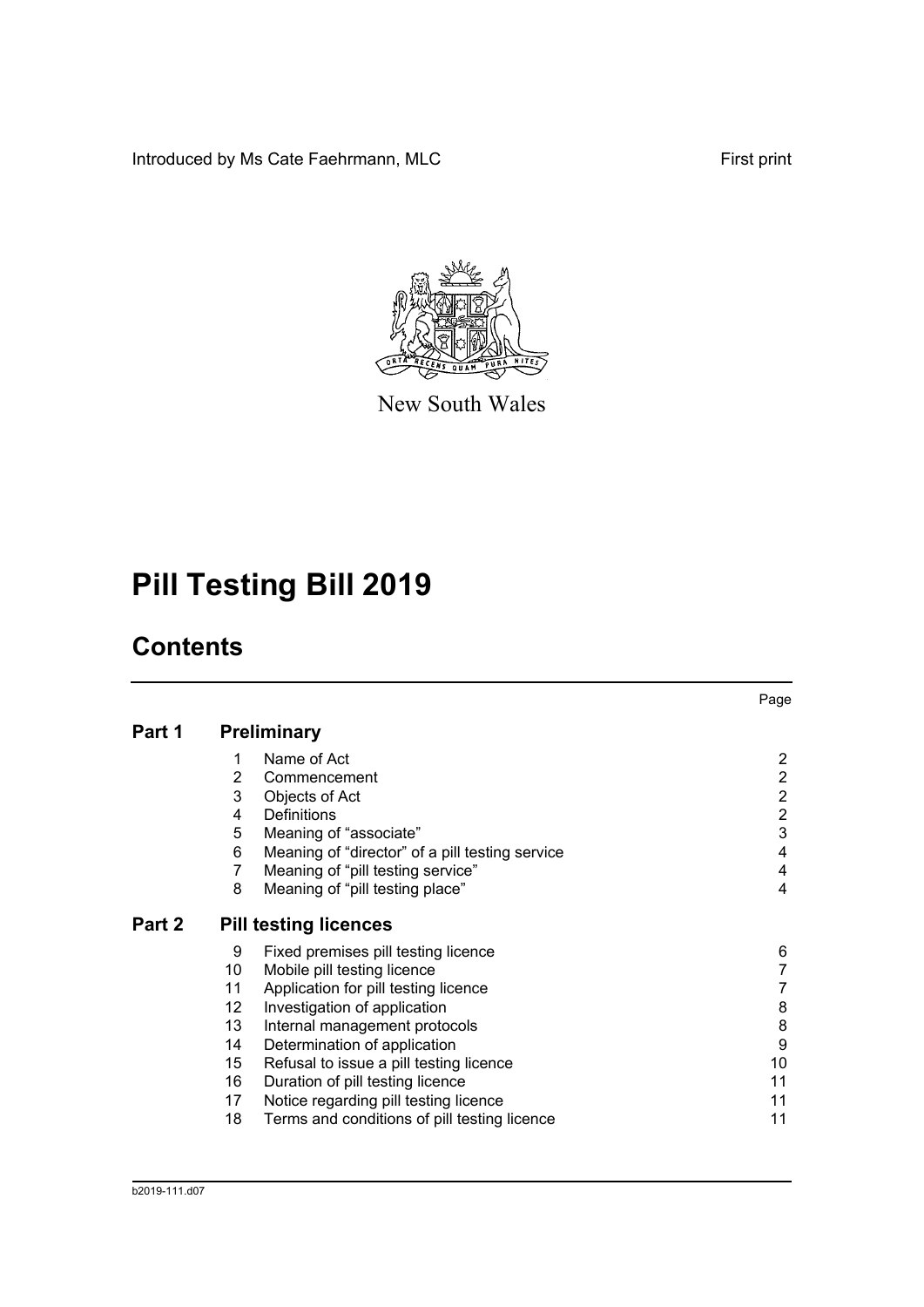Introduced by Ms Cate Faehrmann, MLC

First print

New South Wales

# Pill Testing Bill 2019

## Contents

| | | | Page |
|---|---|---|---|
| **Part 1** | **Preliminary** | | |
| | 1 | Name of Act | 2 |
| | 2 | Commencement | 2 |
| | 3 | Objects of Act | 2 |
| | 4 | Definitions | 2 |
| | 5 | Meaning of "associate" | 3 |
| | 6 | Meaning of "director" of a pill testing service | 4 |
| | 7 | Meaning of "pill testing service" | 4 |
| | 8 | Meaning of "pill testing place" | 4 |
| **Part 2** | **Pill testing licences** | | |
| | 9 | Fixed premises pill testing licence | 6 |
| | 10 | Mobile pill testing licence | 7 |
| | 11 | Application for pill testing licence | 7 |
| | 12 | Investigation of application | 8 |
| | 13 | Internal management protocols | 8 |
| | 14 | Determination of application | 9 |
| | 15 | Refusal to issue a pill testing licence | 10 |
| | 16 | Duration of pill testing licence | 11 |
| | 17 | Notice regarding pill testing licence | 11 |
| | 18 | Terms and conditions of pill testing licence | 11 |

b2019-111.d07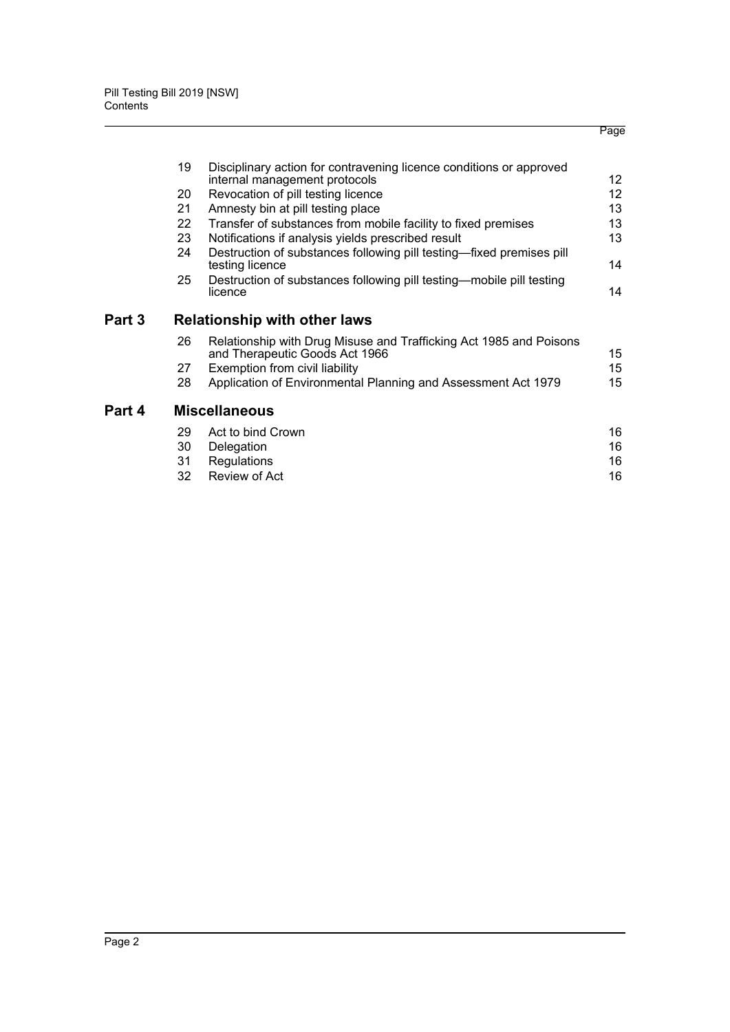| | | | Page |
|---|---|---|---|
| | 19 | Disciplinary action for contravening licence conditions or approved internal management protocols | 12 |
| | 20 | Revocation of pill testing licence | 12 |
| | 21 | Amnesty bin at pill testing place | 13 |
| | 22 | Transfer of substances from mobile facility to fixed premises | 13 |
| | 23 | Notifications if analysis yields prescribed result | 13 |
| | 24 | Destruction of substances following pill testing—fixed premises pill testing licence | 14 |
| | 25 | Destruction of substances following pill testing—mobile pill testing licence | 14 |
| **Part 3** | | **Relationship with other laws** | |
| | 26 | Relationship with Drug Misuse and Trafficking Act 1985 and Poisons and Therapeutic Goods Act 1966 | 15 |
| | 27 | Exemption from civil liability | 15 |
| | 28 | Application of Environmental Planning and Assessment Act 1979 | 15 |
| **Part 4** | | **Miscellaneous** | |
| | 29 | Act to bind Crown | 16 |
| | 30 | Delegation | 16 |
| | 31 | Regulations | 16 |
| | 32 | Review of Act | 16 |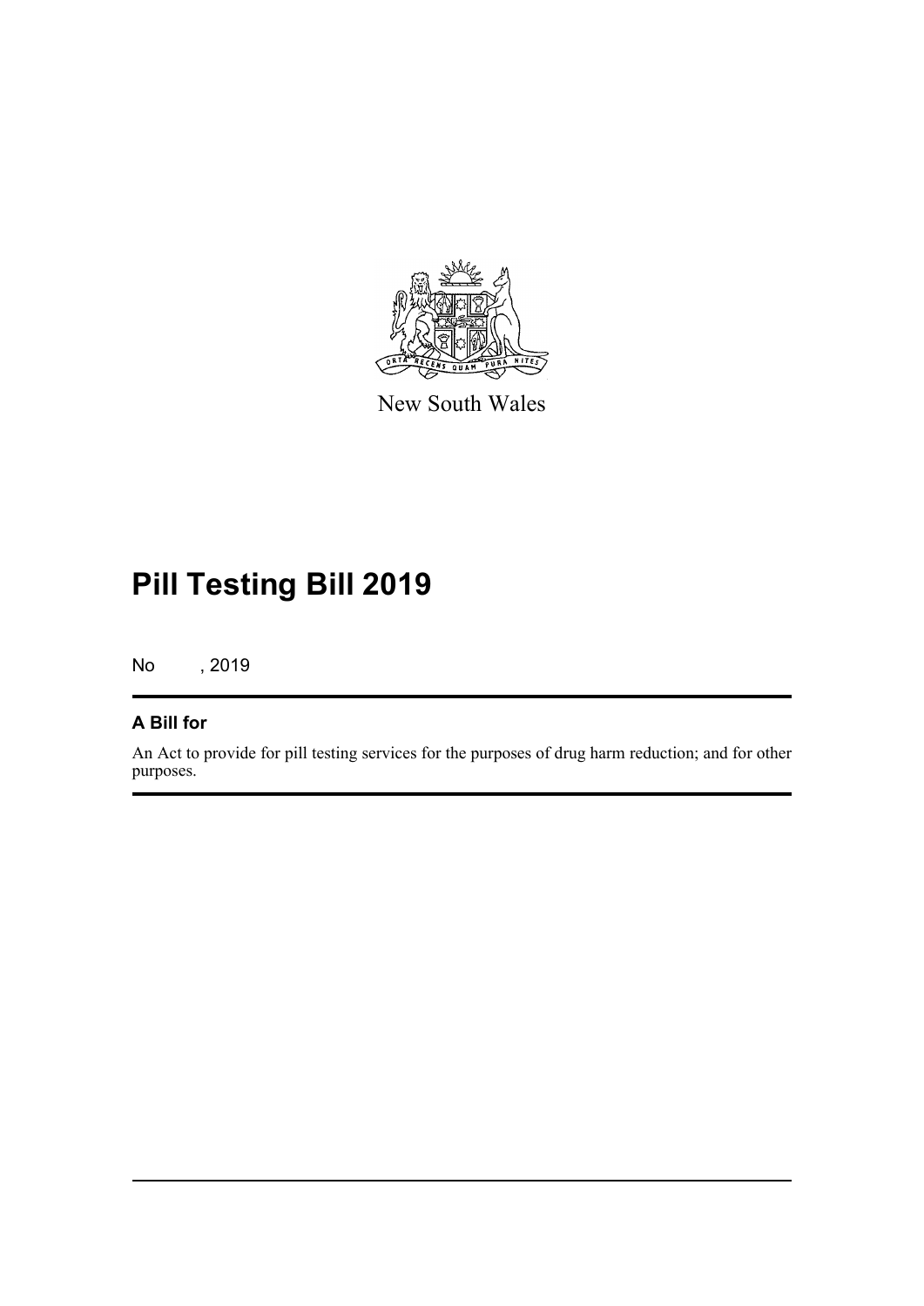New South Wales

# Pill Testing Bill 2019

No , 2019

## A Bill for

An Act to provide for pill testing services for the purposes of drug harm reduction; and for other purposes.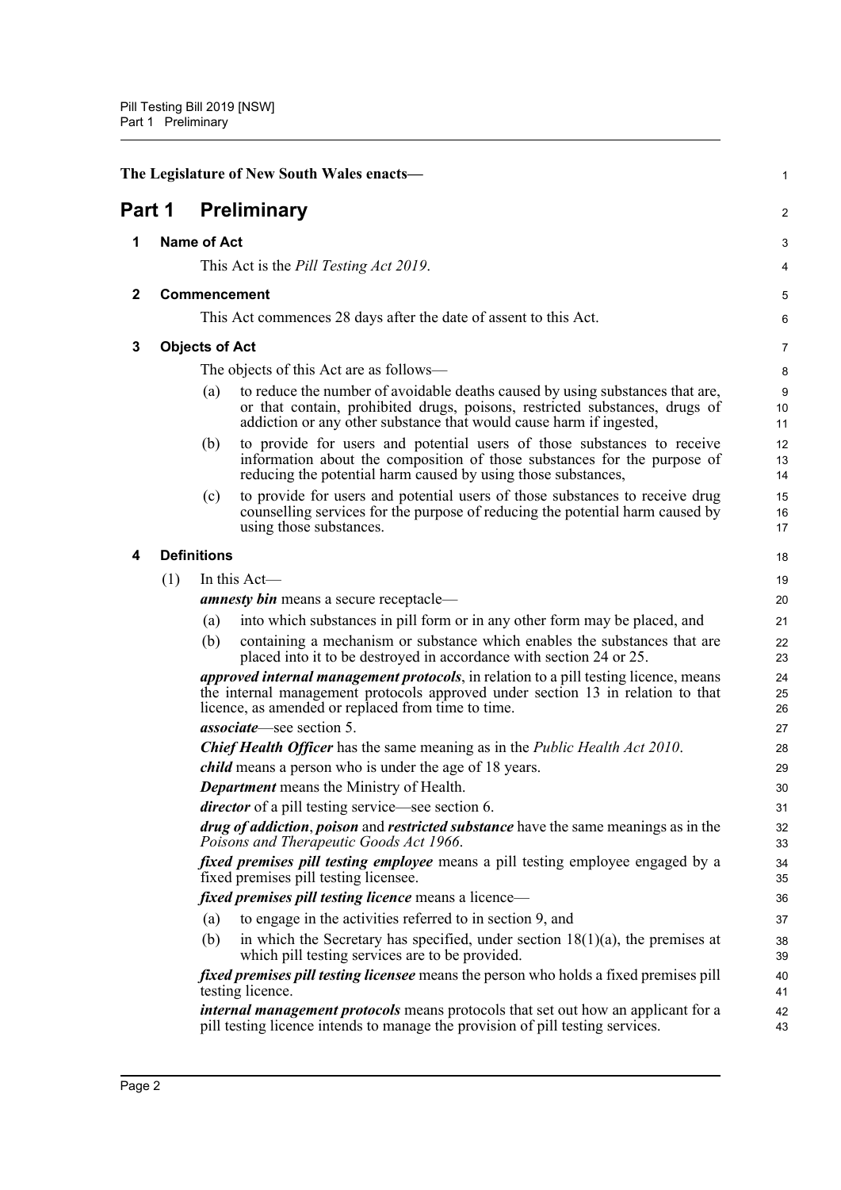The Legislature of New South Wales enacts—

# Part 1 Preliminary

## 1 Name of Act

This Act is the *Pill Testing Act 2019*.

## 2 Commencement

This Act commences 28 days after the date of assent to this Act.

## 3 Objects of Act

The objects of this Act are as follows—

(a) to reduce the number of avoidable deaths caused by using substances that are, or that contain, prohibited drugs, poisons, restricted substances, drugs of addiction or any other substance that would cause harm if ingested,

(b) to provide for users and potential users of those substances to receive information about the composition of those substances for the purpose of reducing the potential harm caused by using those substances,

(c) to provide for users and potential users of those substances to receive drug counselling services for the purpose of reducing the potential harm caused by using those substances.

## 4 Definitions

(1) In this Act—

***amnesty bin*** means a secure receptacle—

(a) into which substances in pill form or in any other form may be placed, and

(b) containing a mechanism or substance which enables the substances that are placed into it to be destroyed in accordance with section 24 or 25.

***approved internal management protocols***, in relation to a pill testing licence, means the internal management protocols approved under section 13 in relation to that licence, as amended or replaced from time to time.

***associate***—see section 5.

***Chief Health Officer*** has the same meaning as in the *Public Health Act 2010*.

***child*** means a person who is under the age of 18 years.

***Department*** means the Ministry of Health.

***director*** of a pill testing service—see section 6.

***drug of addiction***, ***poison*** and ***restricted substance*** have the same meanings as in the *Poisons and Therapeutic Goods Act 1966*.

***fixed premises pill testing employee*** means a pill testing employee engaged by a fixed premises pill testing licensee.

***fixed premises pill testing licence*** means a licence—

(a) to engage in the activities referred to in section 9, and

(b) in which the Secretary has specified, under section 18(1)(a), the premises at which pill testing services are to be provided.

***fixed premises pill testing licensee*** means the person who holds a fixed premises pill testing licence.

***internal management protocols*** means protocols that set out how an applicant for a pill testing licence intends to manage the provision of pill testing services.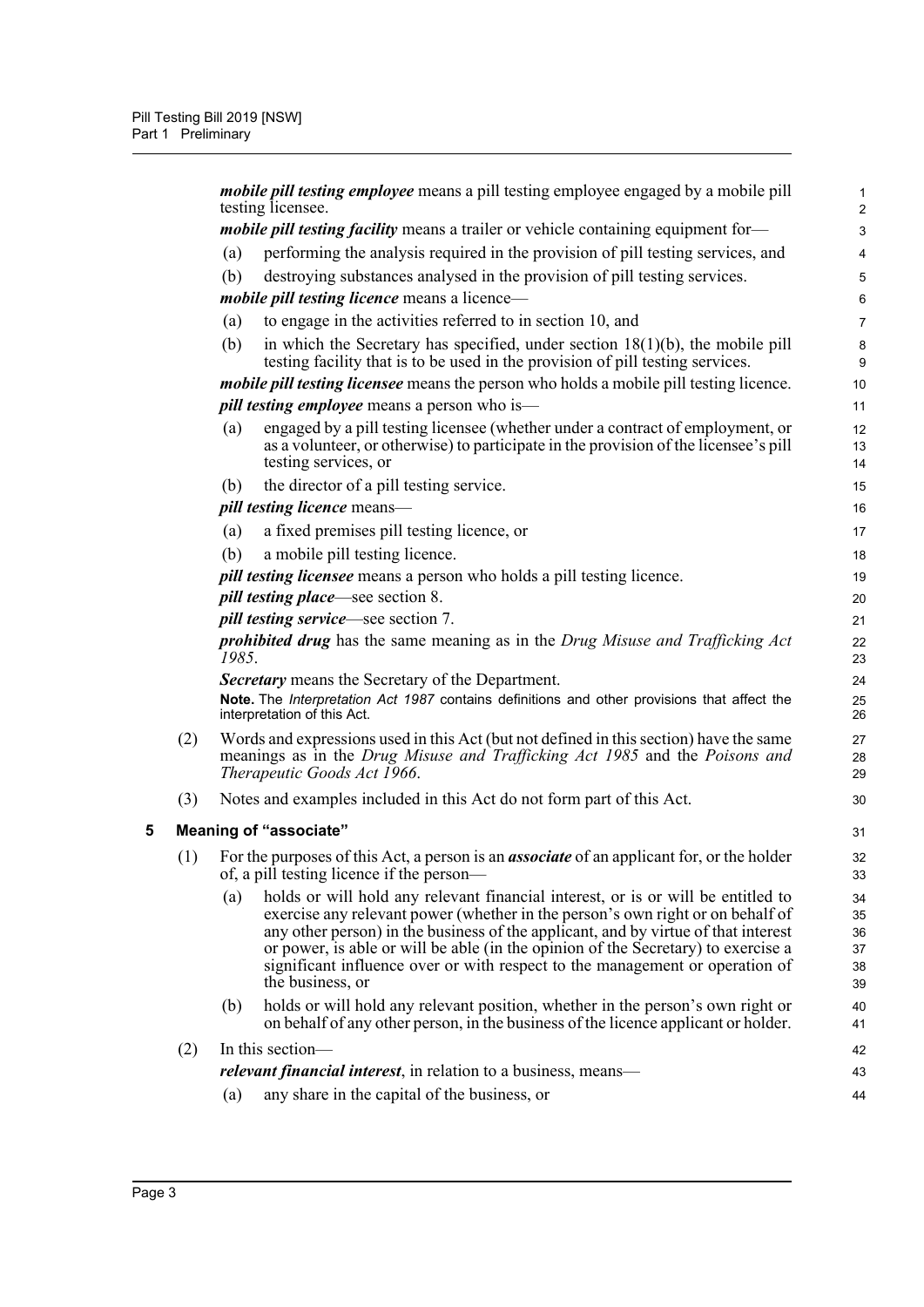***mobile pill testing employee*** means a pill testing employee engaged by a mobile pill testing licensee.

***mobile pill testing facility*** means a trailer or vehicle containing equipment for—

(a) performing the analysis required in the provision of pill testing services, and

(b) destroying substances analysed in the provision of pill testing services.

***mobile pill testing licence*** means a licence—

(a) to engage in the activities referred to in section 10, and

(b) in which the Secretary has specified, under section 18(1)(b), the mobile pill testing facility that is to be used in the provision of pill testing services.

***mobile pill testing licensee*** means the person who holds a mobile pill testing licence.

***pill testing employee*** means a person who is—

(a) engaged by a pill testing licensee (whether under a contract of employment, or as a volunteer, or otherwise) to participate in the provision of the licensee's pill testing services, or

(b) the director of a pill testing service.

***pill testing licence*** means—

(a) a fixed premises pill testing licence, or

(b) a mobile pill testing licence.

***pill testing licensee*** means a person who holds a pill testing licence.

***pill testing place***—see section 8.

***pill testing service***—see section 7.

***prohibited drug*** has the same meaning as in the *Drug Misuse and Trafficking Act 1985*.

***Secretary*** means the Secretary of the Department.

**Note.** The *Interpretation Act 1987* contains definitions and other provisions that affect the interpretation of this Act.

(2) Words and expressions used in this Act (but not defined in this section) have the same meanings as in the *Drug Misuse and Trafficking Act 1985* and the *Poisons and Therapeutic Goods Act 1966*.

(3) Notes and examples included in this Act do not form part of this Act.

### 5 Meaning of "associate"

(1) For the purposes of this Act, a person is an ***associate*** of an applicant for, or the holder of, a pill testing licence if the person—

(a) holds or will hold any relevant financial interest, or is or will be entitled to exercise any relevant power (whether in the person's own right or on behalf of any other person) in the business of the applicant, and by virtue of that interest or power, is able or will be able (in the opinion of the Secretary) to exercise a significant influence over or with respect to the management or operation of the business, or

(b) holds or will hold any relevant position, whether in the person's own right or on behalf of any other person, in the business of the licence applicant or holder.

(2) In this section—

***relevant financial interest***, in relation to a business, means—

(a) any share in the capital of the business, or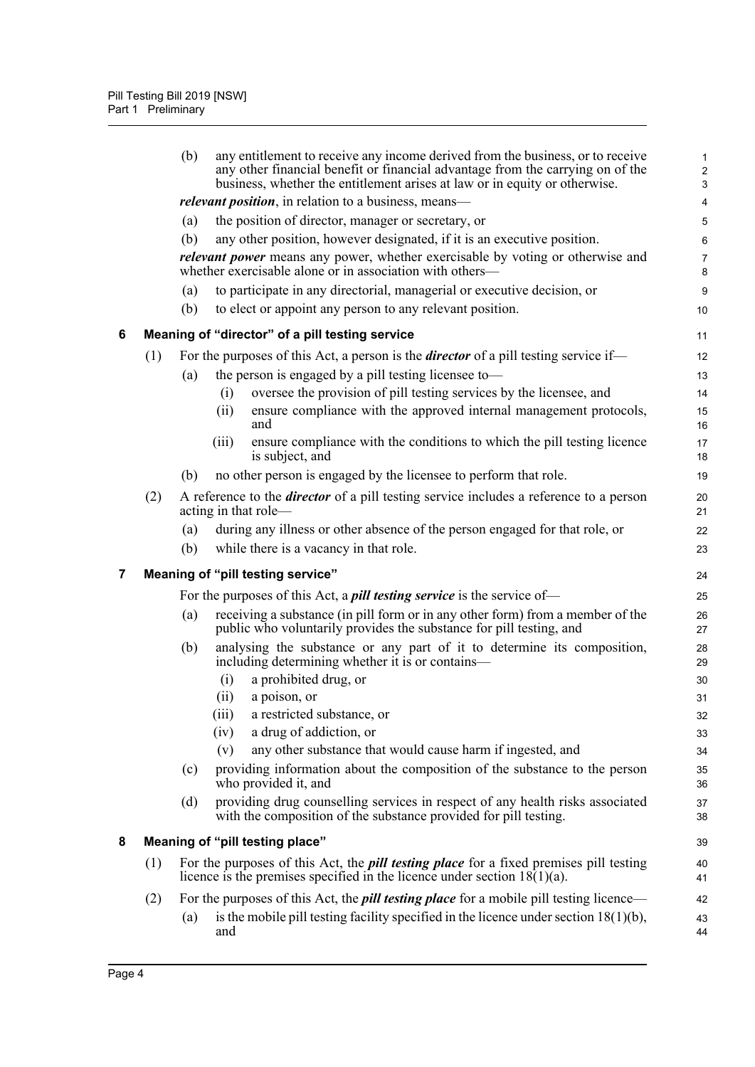(b) any entitlement to receive any income derived from the business, or to receive any other financial benefit or financial advantage from the carrying on of the business, whether the entitlement arises at law or in equity or otherwise.

***relevant position***, in relation to a business, means—

(a) the position of director, manager or secretary, or

(b) any other position, however designated, if it is an executive position.

***relevant power*** means any power, whether exercisable by voting or otherwise and whether exercisable alone or in association with others—

(a) to participate in any directorial, managerial or executive decision, or

(b) to elect or appoint any person to any relevant position.

### 6 Meaning of "director" of a pill testing service

(1) For the purposes of this Act, a person is the ***director*** of a pill testing service if—

(a) the person is engaged by a pill testing licensee to—

(i) oversee the provision of pill testing services by the licensee, and

(ii) ensure compliance with the approved internal management protocols, and

(iii) ensure compliance with the conditions to which the pill testing licence is subject, and

(b) no other person is engaged by the licensee to perform that role.

(2) A reference to the ***director*** of a pill testing service includes a reference to a person acting in that role—

(a) during any illness or other absence of the person engaged for that role, or

(b) while there is a vacancy in that role.

### 7 Meaning of "pill testing service"

For the purposes of this Act, a ***pill testing service*** is the service of—

(a) receiving a substance (in pill form or in any other form) from a member of the public who voluntarily provides the substance for pill testing, and

(b) analysing the substance or any part of it to determine its composition, including determining whether it is or contains—

(i) a prohibited drug, or

(ii) a poison, or

(iii) a restricted substance, or

(iv) a drug of addiction, or

(v) any other substance that would cause harm if ingested, and

(c) providing information about the composition of the substance to the person who provided it, and

(d) providing drug counselling services in respect of any health risks associated with the composition of the substance provided for pill testing.

### 8 Meaning of "pill testing place"

(1) For the purposes of this Act, the ***pill testing place*** for a fixed premises pill testing licence is the premises specified in the licence under section 18(1)(a).

(2) For the purposes of this Act, the ***pill testing place*** for a mobile pill testing licence—

(a) is the mobile pill testing facility specified in the licence under section 18(1)(b), and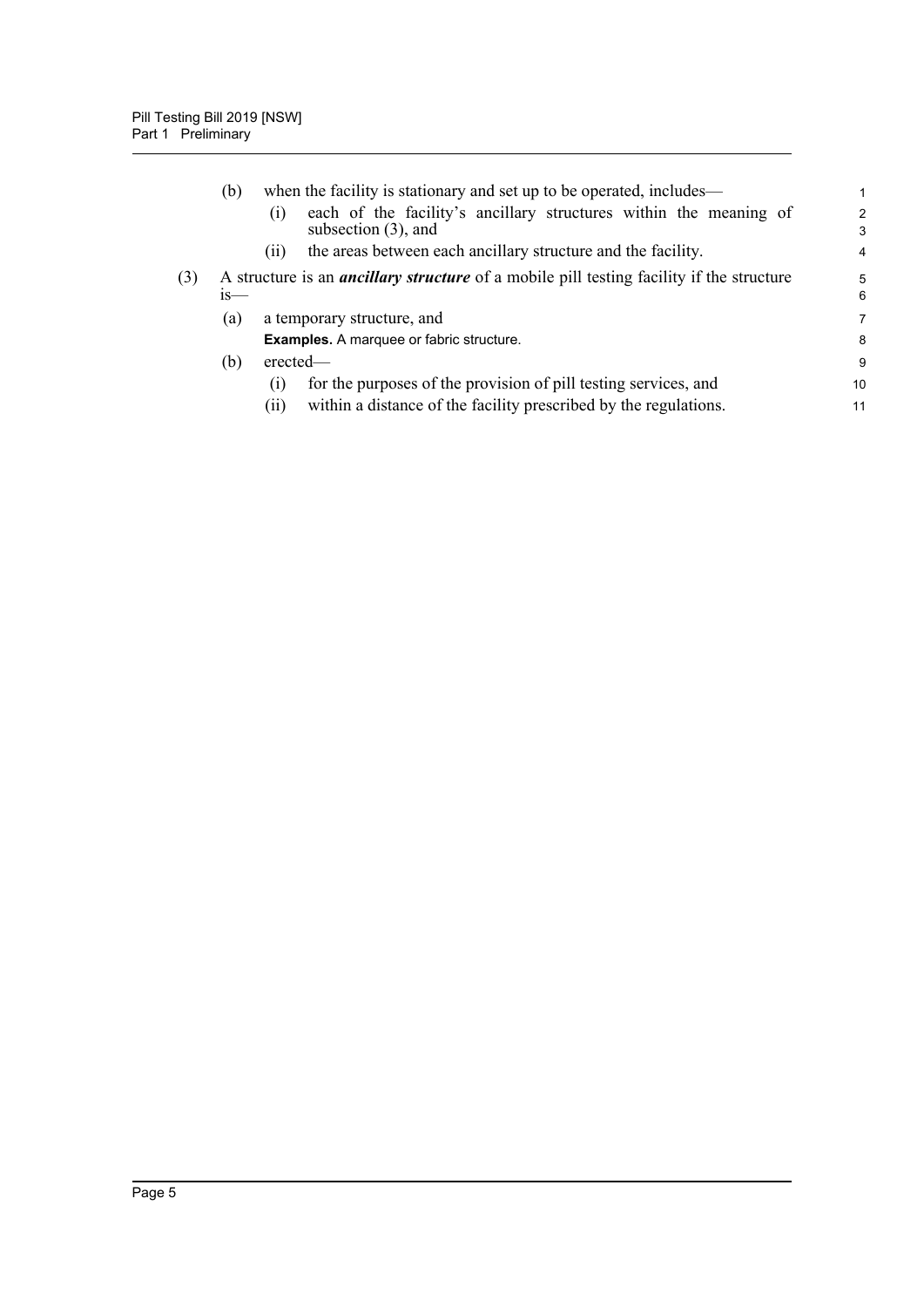(b) when the facility is stationary and set up to be operated, includes—

(i) each of the facility's ancillary structures within the meaning of subsection (3), and

(ii) the areas between each ancillary structure and the facility.

(3) A structure is an ***ancillary structure*** of a mobile pill testing facility if the structure is—

(a) a temporary structure, and

**Examples.** A marquee or fabric structure.

(b) erected—

(i) for the purposes of the provision of pill testing services, and

(ii) within a distance of the facility prescribed by the regulations.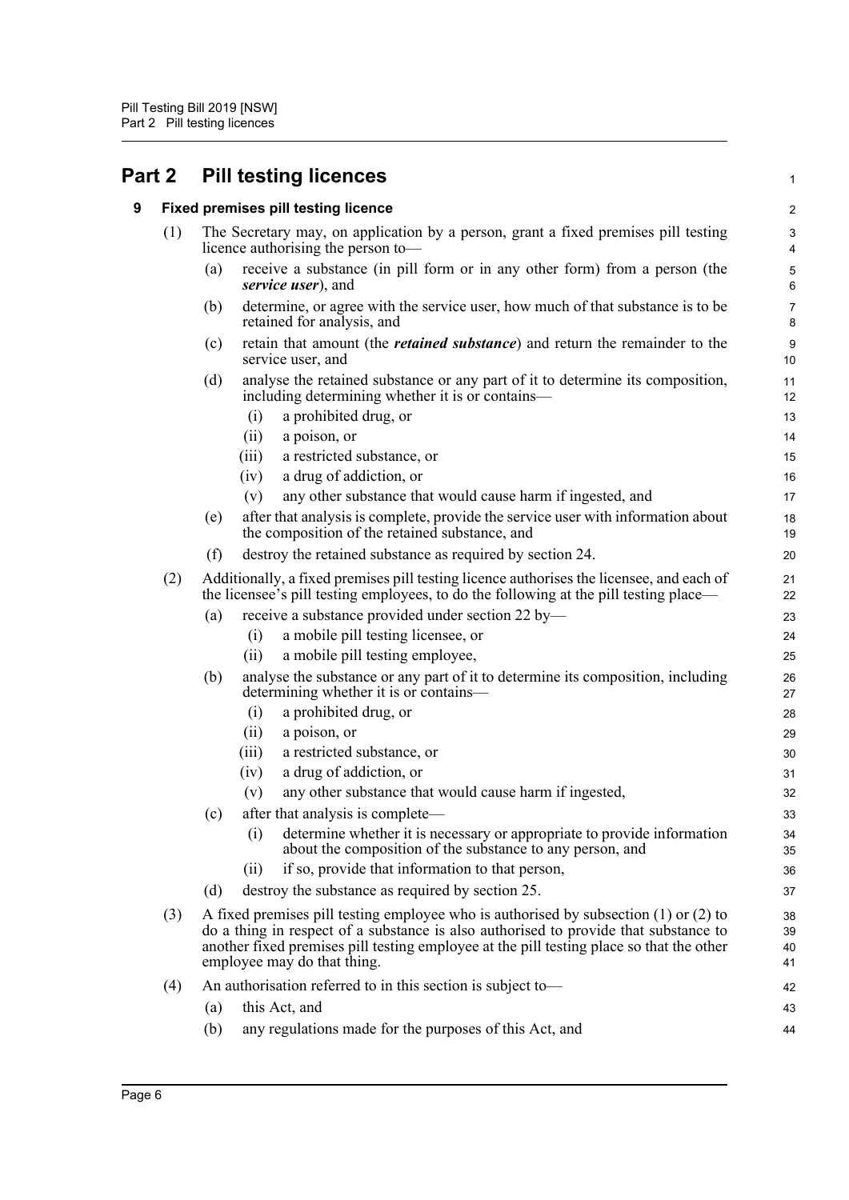# Part 2 Pill testing licences

## 9 Fixed premises pill testing licence

(1) The Secretary may, on application by a person, grant a fixed premises pill testing licence authorising the person to—

(a) receive a substance (in pill form or in any other form) from a person (the ***service user***), and

(b) determine, or agree with the service user, how much of that substance is to be retained for analysis, and

(c) retain that amount (the ***retained substance***) and return the remainder to the service user, and

(d) analyse the retained substance or any part of it to determine its composition, including determining whether it is or contains—

(i) a prohibited drug, or

(ii) a poison, or

(iii) a restricted substance, or

(iv) a drug of addiction, or

(v) any other substance that would cause harm if ingested, and

(e) after that analysis is complete, provide the service user with information about the composition of the retained substance, and

(f) destroy the retained substance as required by section 24.

(2) Additionally, a fixed premises pill testing licence authorises the licensee, and each of the licensee's pill testing employees, to do the following at the pill testing place—

(a) receive a substance provided under section 22 by—

(i) a mobile pill testing licensee, or

(ii) a mobile pill testing employee,

(b) analyse the substance or any part of it to determine its composition, including determining whether it is or contains—

(i) a prohibited drug, or

(ii) a poison, or

(iii) a restricted substance, or

(iv) a drug of addiction, or

(v) any other substance that would cause harm if ingested,

(c) after that analysis is complete—

(i) determine whether it is necessary or appropriate to provide information about the composition of the substance to any person, and

(ii) if so, provide that information to that person,

(d) destroy the substance as required by section 25.

(3) A fixed premises pill testing employee who is authorised by subsection (1) or (2) to do a thing in respect of a substance is also authorised to provide that substance to another fixed premises pill testing employee at the pill testing place so that the other employee may do that thing.

(4) An authorisation referred to in this section is subject to—

(a) this Act, and

(b) any regulations made for the purposes of this Act, and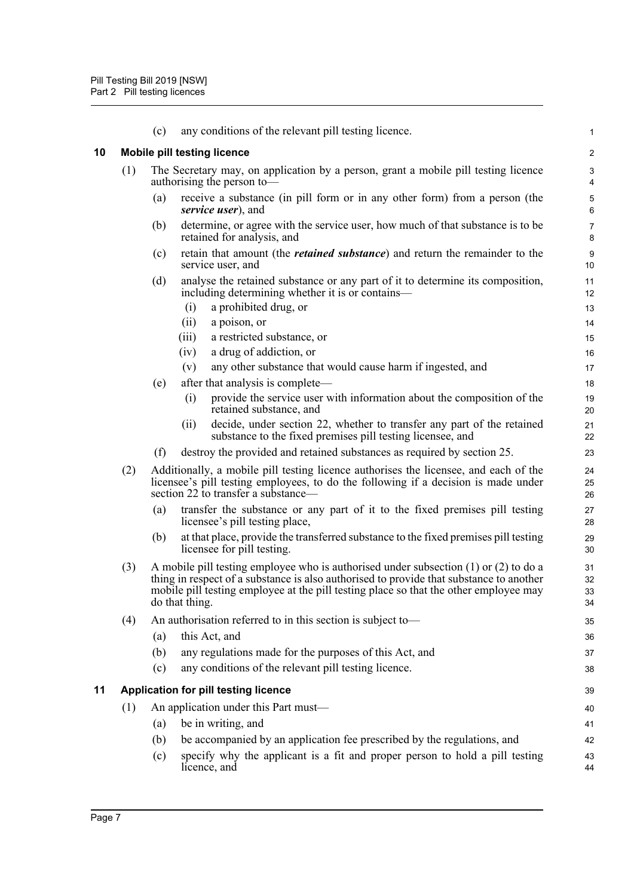(c) any conditions of the relevant pill testing licence.

## 10 Mobile pill testing licence

(1) The Secretary may, on application by a person, grant a mobile pill testing licence authorising the person to—

(a) receive a substance (in pill form or in any other form) from a person (the ***service user***), and

(b) determine, or agree with the service user, how much of that substance is to be retained for analysis, and

(c) retain that amount (the ***retained substance***) and return the remainder to the service user, and

(d) analyse the retained substance or any part of it to determine its composition, including determining whether it is or contains—

(i) a prohibited drug, or

(ii) a poison, or

(iii) a restricted substance, or

(iv) a drug of addiction, or

(v) any other substance that would cause harm if ingested, and

(e) after that analysis is complete—

(i) provide the service user with information about the composition of the retained substance, and

(ii) decide, under section 22, whether to transfer any part of the retained substance to the fixed premises pill testing licensee, and

(f) destroy the provided and retained substances as required by section 25.

(2) Additionally, a mobile pill testing licence authorises the licensee, and each of the licensee's pill testing employees, to do the following if a decision is made under section 22 to transfer a substance—

(a) transfer the substance or any part of it to the fixed premises pill testing licensee's pill testing place,

(b) at that place, provide the transferred substance to the fixed premises pill testing licensee for pill testing.

(3) A mobile pill testing employee who is authorised under subsection (1) or (2) to do a thing in respect of a substance is also authorised to provide that substance to another mobile pill testing employee at the pill testing place so that the other employee may do that thing.

(4) An authorisation referred to in this section is subject to—

(a) this Act, and

(b) any regulations made for the purposes of this Act, and

(c) any conditions of the relevant pill testing licence.

## 11 Application for pill testing licence

(1) An application under this Part must—

(a) be in writing, and

(b) be accompanied by an application fee prescribed by the regulations, and

(c) specify why the applicant is a fit and proper person to hold a pill testing licence, and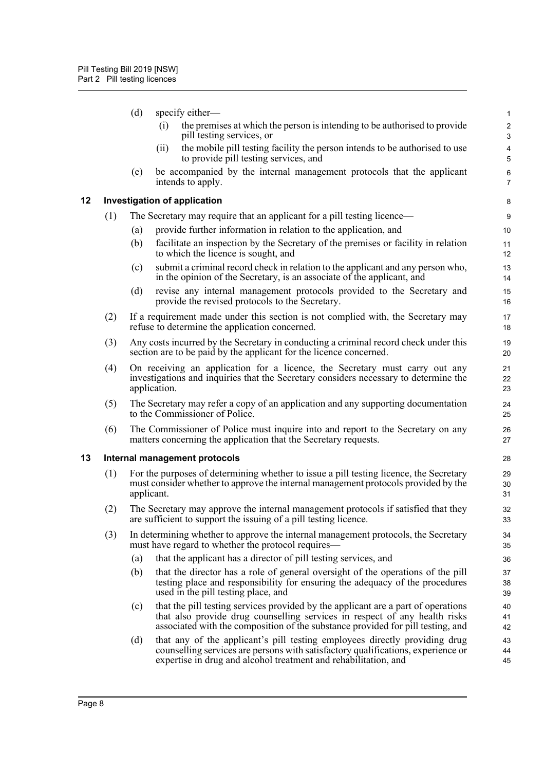(d) specify either—

  (i) the premises at which the person is intending to be authorised to provide pill testing services, or

  (ii) the mobile pill testing facility the person intends to be authorised to use to provide pill testing services, and

(e) be accompanied by the internal management protocols that the applicant intends to apply.

## 12 Investigation of application

(1) The Secretary may require that an applicant for a pill testing licence—

  (a) provide further information in relation to the application, and

  (b) facilitate an inspection by the Secretary of the premises or facility in relation to which the licence is sought, and

  (c) submit a criminal record check in relation to the applicant and any person who, in the opinion of the Secretary, is an associate of the applicant, and

  (d) revise any internal management protocols provided to the Secretary and provide the revised protocols to the Secretary.

(2) If a requirement made under this section is not complied with, the Secretary may refuse to determine the application concerned.

(3) Any costs incurred by the Secretary in conducting a criminal record check under this section are to be paid by the applicant for the licence concerned.

(4) On receiving an application for a licence, the Secretary must carry out any investigations and inquiries that the Secretary considers necessary to determine the application.

(5) The Secretary may refer a copy of an application and any supporting documentation to the Commissioner of Police.

(6) The Commissioner of Police must inquire into and report to the Secretary on any matters concerning the application that the Secretary requests.

## 13 Internal management protocols

(1) For the purposes of determining whether to issue a pill testing licence, the Secretary must consider whether to approve the internal management protocols provided by the applicant.

(2) The Secretary may approve the internal management protocols if satisfied that they are sufficient to support the issuing of a pill testing licence.

(3) In determining whether to approve the internal management protocols, the Secretary must have regard to whether the protocol requires—

  (a) that the applicant has a director of pill testing services, and

  (b) that the director has a role of general oversight of the operations of the pill testing place and responsibility for ensuring the adequacy of the procedures used in the pill testing place, and

  (c) that the pill testing services provided by the applicant are a part of operations that also provide drug counselling services in respect of any health risks associated with the composition of the substance provided for pill testing, and

  (d) that any of the applicant's pill testing employees directly providing drug counselling services are persons with satisfactory qualifications, experience or expertise in drug and alcohol treatment and rehabilitation, and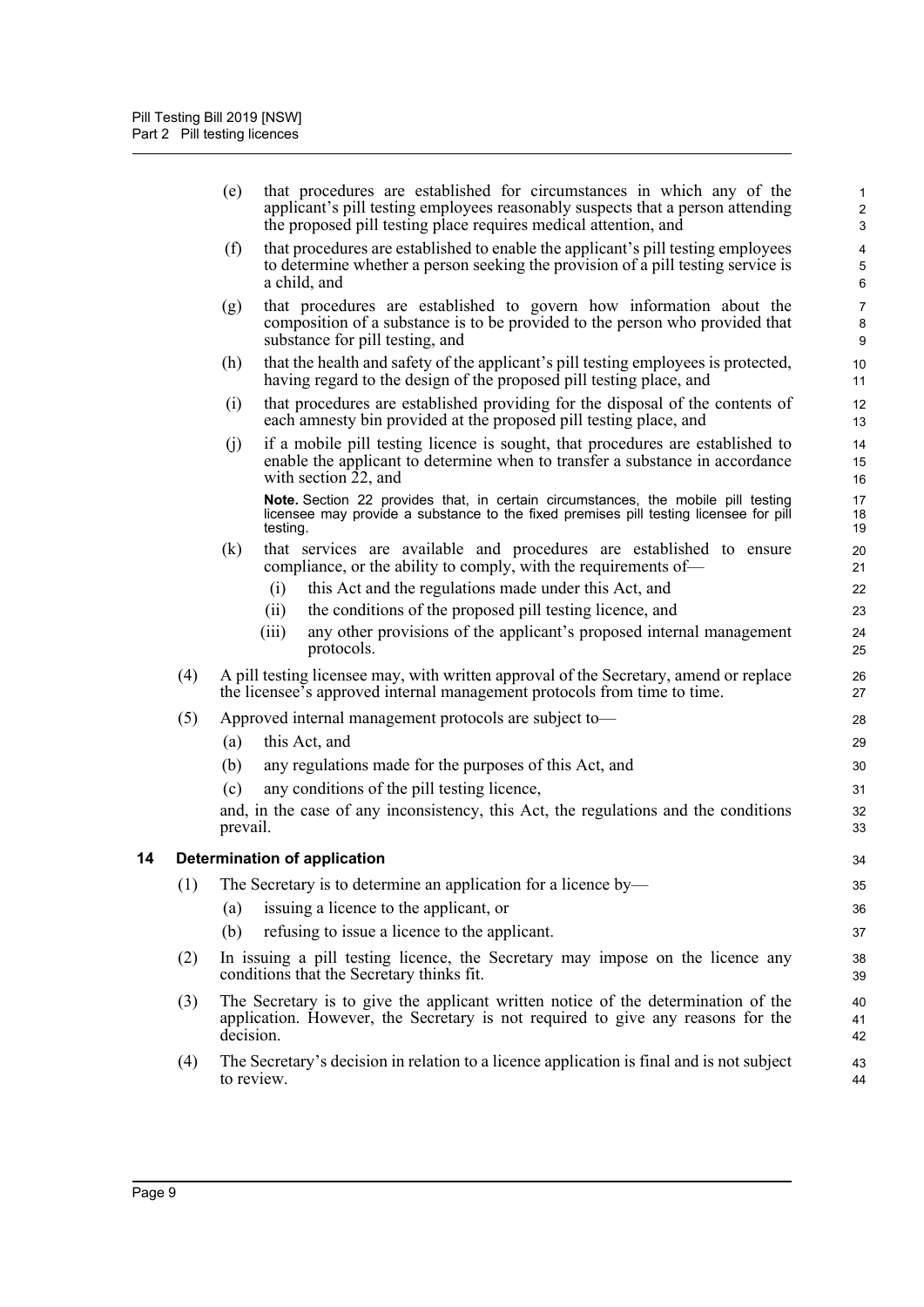(e) that procedures are established for circumstances in which any of the applicant's pill testing employees reasonably suspects that a person attending the proposed pill testing place requires medical attention, and

(f) that procedures are established to enable the applicant's pill testing employees to determine whether a person seeking the provision of a pill testing service is a child, and

(g) that procedures are established to govern how information about the composition of a substance is to be provided to the person who provided that substance for pill testing, and

(h) that the health and safety of the applicant's pill testing employees is protected, having regard to the design of the proposed pill testing place, and

(i) that procedures are established providing for the disposal of the contents of each amnesty bin provided at the proposed pill testing place, and

(j) if a mobile pill testing licence is sought, that procedures are established to enable the applicant to determine when to transfer a substance in accordance with section 22, and

**Note.** Section 22 provides that, in certain circumstances, the mobile pill testing licensee may provide a substance to the fixed premises pill testing licensee for pill testing.

(k) that services are available and procedures are established to ensure compliance, or the ability to comply, with the requirements of—

(i) this Act and the regulations made under this Act, and

(ii) the conditions of the proposed pill testing licence, and

(iii) any other provisions of the applicant's proposed internal management protocols.

(4) A pill testing licensee may, with written approval of the Secretary, amend or replace the licensee's approved internal management protocols from time to time.

(5) Approved internal management protocols are subject to—

(a) this Act, and

(b) any regulations made for the purposes of this Act, and

(c) any conditions of the pill testing licence,

and, in the case of any inconsistency, this Act, the regulations and the conditions prevail.

## 14 Determination of application

(1) The Secretary is to determine an application for a licence by—

(a) issuing a licence to the applicant, or

(b) refusing to issue a licence to the applicant.

(2) In issuing a pill testing licence, the Secretary may impose on the licence any conditions that the Secretary thinks fit.

(3) The Secretary is to give the applicant written notice of the determination of the application. However, the Secretary is not required to give any reasons for the decision.

(4) The Secretary's decision in relation to a licence application is final and is not subject to review.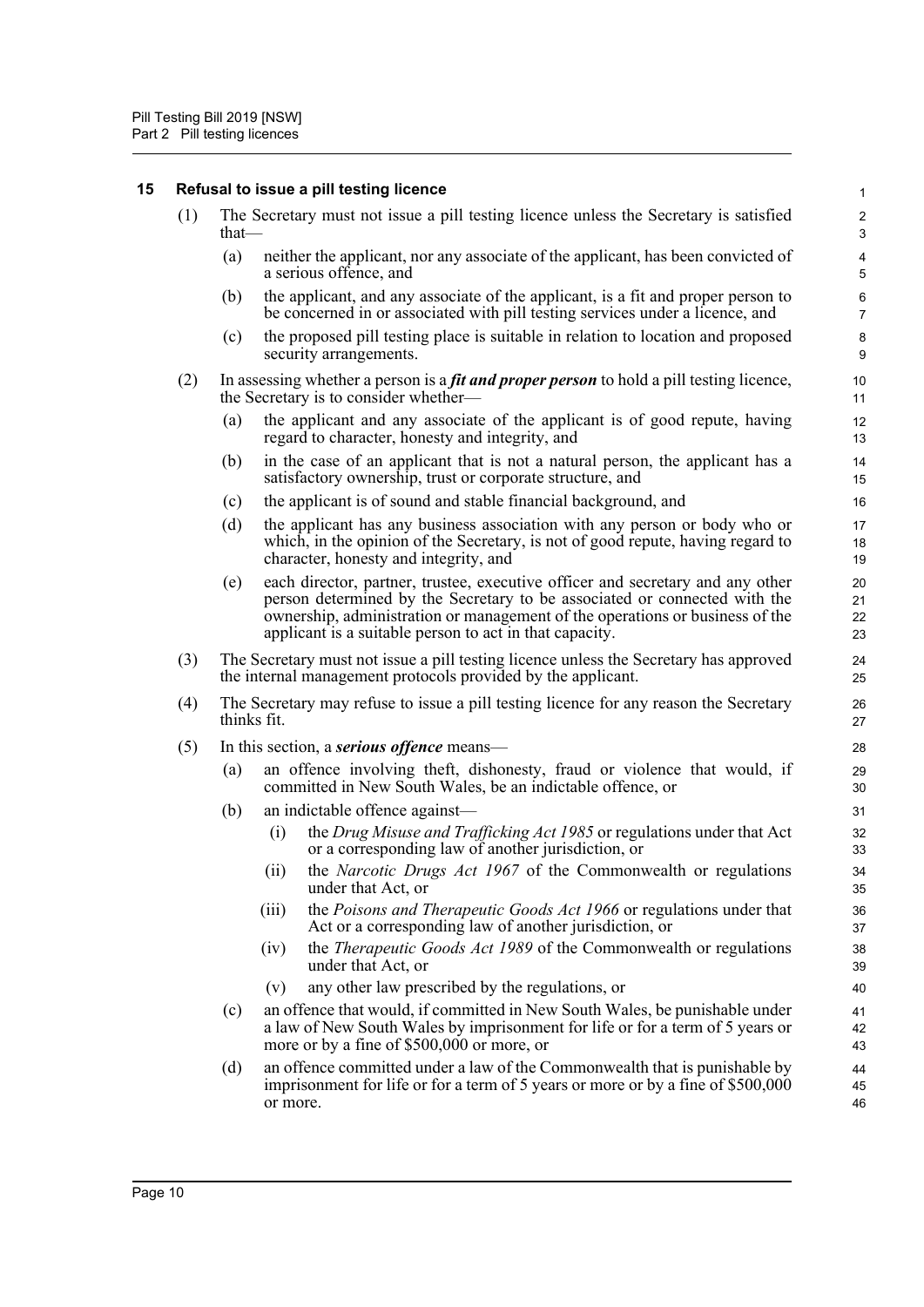### 15 Refusal to issue a pill testing licence

(1) The Secretary must not issue a pill testing licence unless the Secretary is satisfied that—

(a) neither the applicant, nor any associate of the applicant, has been convicted of a serious offence, and

(b) the applicant, and any associate of the applicant, is a fit and proper person to be concerned in or associated with pill testing services under a licence, and

(c) the proposed pill testing place is suitable in relation to location and proposed security arrangements.

(2) In assessing whether a person is a ***fit and proper person*** to hold a pill testing licence, the Secretary is to consider whether—

(a) the applicant and any associate of the applicant is of good repute, having regard to character, honesty and integrity, and

(b) in the case of an applicant that is not a natural person, the applicant has a satisfactory ownership, trust or corporate structure, and

(c) the applicant is of sound and stable financial background, and

(d) the applicant has any business association with any person or body who or which, in the opinion of the Secretary, is not of good repute, having regard to character, honesty and integrity, and

(e) each director, partner, trustee, executive officer and secretary and any other person determined by the Secretary to be associated or connected with the ownership, administration or management of the operations or business of the applicant is a suitable person to act in that capacity.

(3) The Secretary must not issue a pill testing licence unless the Secretary has approved the internal management protocols provided by the applicant.

(4) The Secretary may refuse to issue a pill testing licence for any reason the Secretary thinks fit.

(5) In this section, a ***serious offence*** means—

(a) an offence involving theft, dishonesty, fraud or violence that would, if committed in New South Wales, be an indictable offence, or

(b) an indictable offence against—

(i) the *Drug Misuse and Trafficking Act 1985* or regulations under that Act or a corresponding law of another jurisdiction, or

(ii) the *Narcotic Drugs Act 1967* of the Commonwealth or regulations under that Act, or

(iii) the *Poisons and Therapeutic Goods Act 1966* or regulations under that Act or a corresponding law of another jurisdiction, or

(iv) the *Therapeutic Goods Act 1989* of the Commonwealth or regulations under that Act, or

(v) any other law prescribed by the regulations, or

(c) an offence that would, if committed in New South Wales, be punishable under a law of New South Wales by imprisonment for life or for a term of 5 years or more or by a fine of $500,000 or more, or

(d) an offence committed under a law of the Commonwealth that is punishable by imprisonment for life or for a term of 5 years or more or by a fine of $500,000 or more.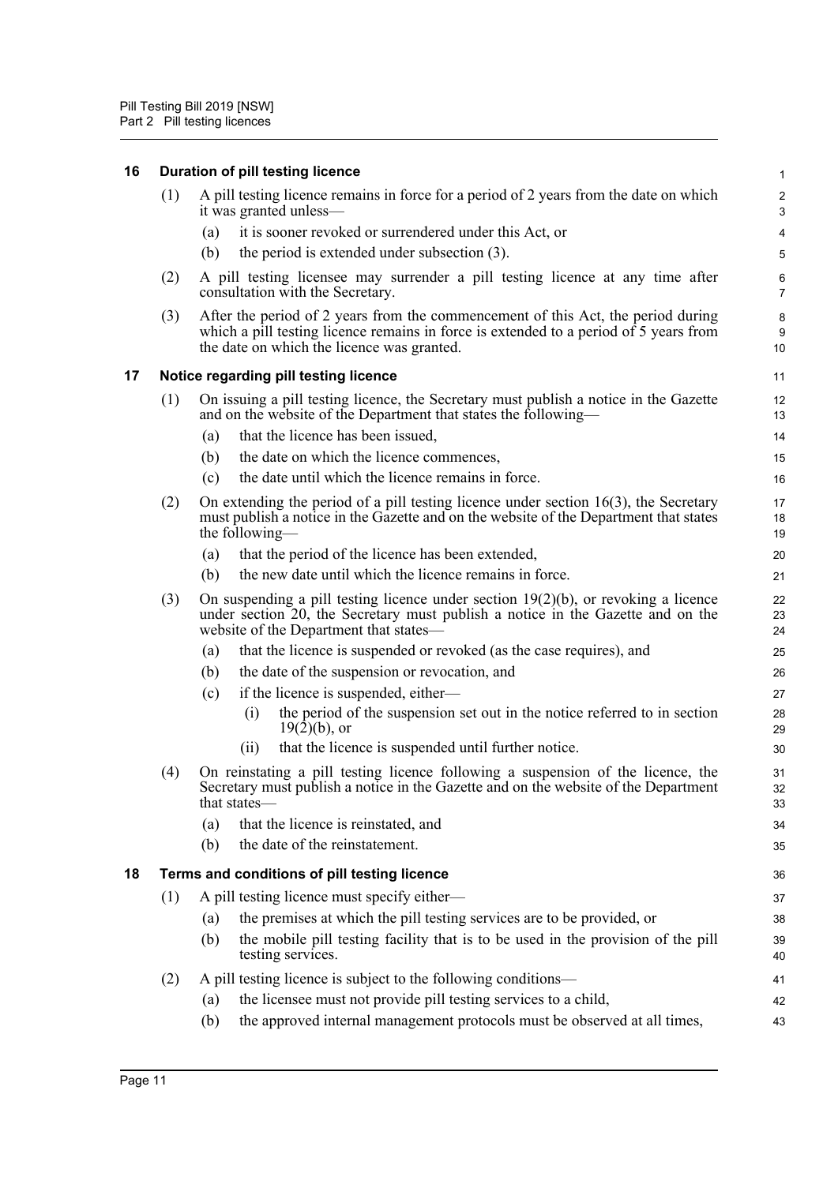## 16 Duration of pill testing licence

(1) A pill testing licence remains in force for a period of 2 years from the date on which it was granted unless—

(a) it is sooner revoked or surrendered under this Act, or

(b) the period is extended under subsection (3).

(2) A pill testing licensee may surrender a pill testing licence at any time after consultation with the Secretary.

(3) After the period of 2 years from the commencement of this Act, the period during which a pill testing licence remains in force is extended to a period of 5 years from the date on which the licence was granted.

## 17 Notice regarding pill testing licence

(1) On issuing a pill testing licence, the Secretary must publish a notice in the Gazette and on the website of the Department that states the following—

(a) that the licence has been issued,

(b) the date on which the licence commences,

(c) the date until which the licence remains in force.

(2) On extending the period of a pill testing licence under section 16(3), the Secretary must publish a notice in the Gazette and on the website of the Department that states the following—

(a) that the period of the licence has been extended,

(b) the new date until which the licence remains in force.

(3) On suspending a pill testing licence under section 19(2)(b), or revoking a licence under section 20, the Secretary must publish a notice in the Gazette and on the website of the Department that states—

(a) that the licence is suspended or revoked (as the case requires), and

(b) the date of the suspension or revocation, and

(c) if the licence is suspended, either—

(i) the period of the suspension set out in the notice referred to in section 19(2)(b), or

(ii) that the licence is suspended until further notice.

(4) On reinstating a pill testing licence following a suspension of the licence, the Secretary must publish a notice in the Gazette and on the website of the Department that states—

(a) that the licence is reinstated, and

(b) the date of the reinstatement.

## 18 Terms and conditions of pill testing licence

(1) A pill testing licence must specify either—

(a) the premises at which the pill testing services are to be provided, or

(b) the mobile pill testing facility that is to be used in the provision of the pill testing services.

(2) A pill testing licence is subject to the following conditions—

(a) the licensee must not provide pill testing services to a child,

(b) the approved internal management protocols must be observed at all times,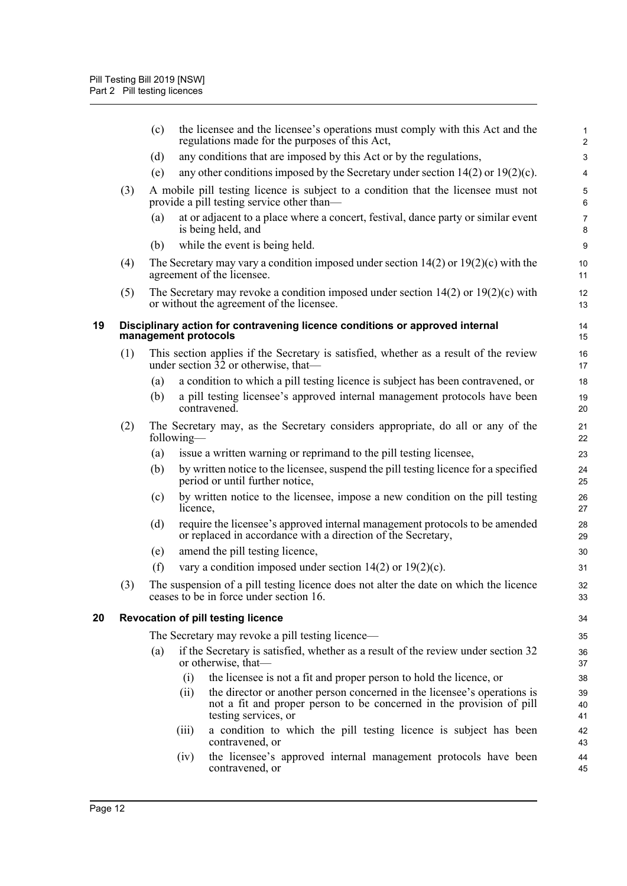(c) the licensee and the licensee's operations must comply with this Act and the regulations made for the purposes of this Act,

(d) any conditions that are imposed by this Act or by the regulations,

(e) any other conditions imposed by the Secretary under section 14(2) or 19(2)(c).

(3) A mobile pill testing licence is subject to a condition that the licensee must not provide a pill testing service other than—

(a) at or adjacent to a place where a concert, festival, dance party or similar event is being held, and

(b) while the event is being held.

(4) The Secretary may vary a condition imposed under section 14(2) or 19(2)(c) with the agreement of the licensee.

(5) The Secretary may revoke a condition imposed under section 14(2) or 19(2)(c) with or without the agreement of the licensee.

### 19 Disciplinary action for contravening licence conditions or approved internal management protocols

(1) This section applies if the Secretary is satisfied, whether as a result of the review under section 32 or otherwise, that—

(a) a condition to which a pill testing licence is subject has been contravened, or

(b) a pill testing licensee's approved internal management protocols have been contravened.

(2) The Secretary may, as the Secretary considers appropriate, do all or any of the following—

(a) issue a written warning or reprimand to the pill testing licensee,

(b) by written notice to the licensee, suspend the pill testing licence for a specified period or until further notice,

(c) by written notice to the licensee, impose a new condition on the pill testing licence,

(d) require the licensee's approved internal management protocols to be amended or replaced in accordance with a direction of the Secretary,

(e) amend the pill testing licence,

(f) vary a condition imposed under section 14(2) or 19(2)(c).

(3) The suspension of a pill testing licence does not alter the date on which the licence ceases to be in force under section 16.

### 20 Revocation of pill testing licence

The Secretary may revoke a pill testing licence—

(a) if the Secretary is satisfied, whether as a result of the review under section 32 or otherwise, that—

(i) the licensee is not a fit and proper person to hold the licence, or

(ii) the director or another person concerned in the licensee's operations is not a fit and proper person to be concerned in the provision of pill testing services, or

(iii) a condition to which the pill testing licence is subject has been contravened, or

(iv) the licensee's approved internal management protocols have been contravened, or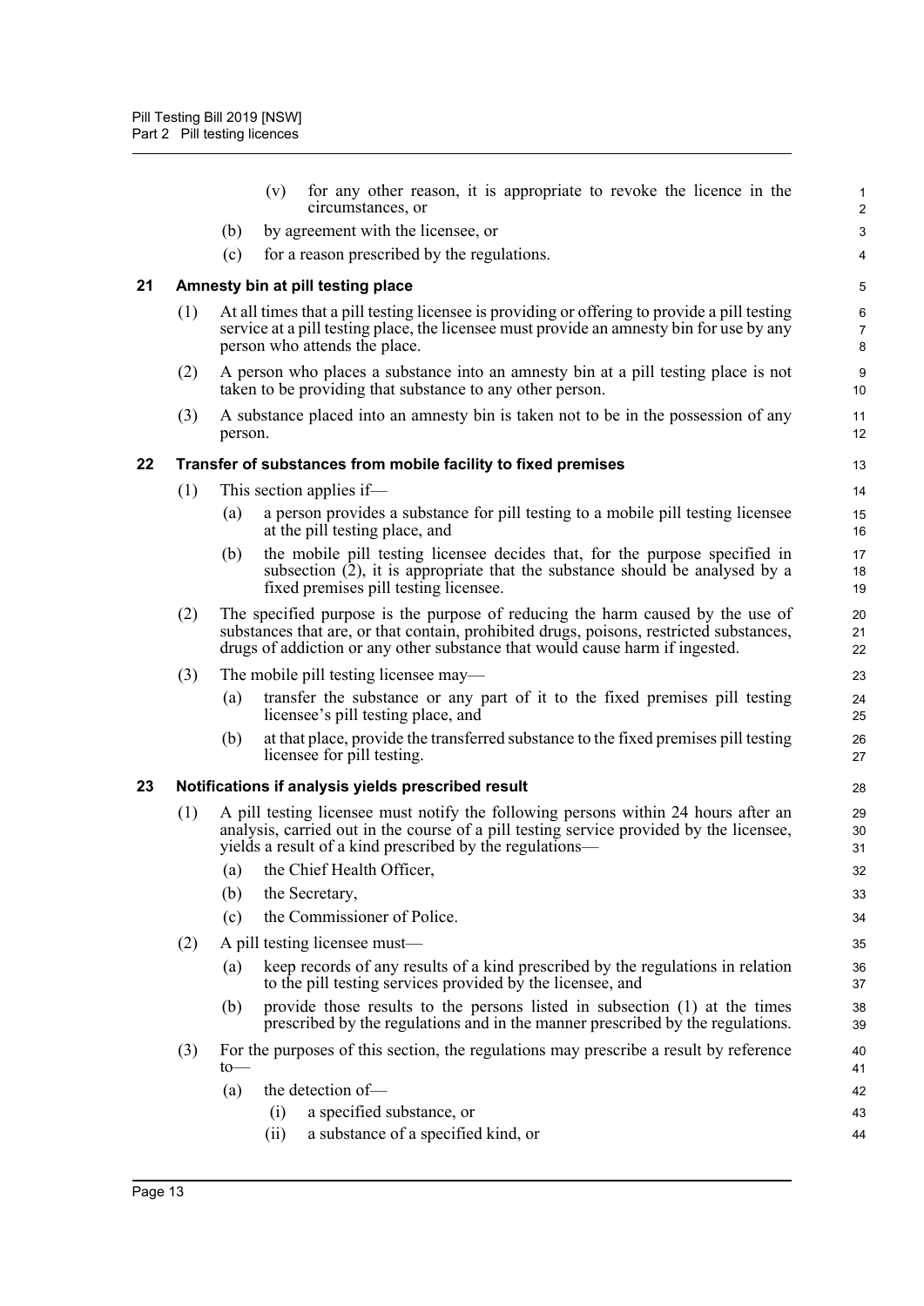(v) for any other reason, it is appropriate to revoke the licence in the circumstances, or

(b) by agreement with the licensee, or

(c) for a reason prescribed by the regulations.

## 21 Amnesty bin at pill testing place

(1) At all times that a pill testing licensee is providing or offering to provide a pill testing service at a pill testing place, the licensee must provide an amnesty bin for use by any person who attends the place.

(2) A person who places a substance into an amnesty bin at a pill testing place is not taken to be providing that substance to any other person.

(3) A substance placed into an amnesty bin is taken not to be in the possession of any person.

## 22 Transfer of substances from mobile facility to fixed premises

(1) This section applies if—

(a) a person provides a substance for pill testing to a mobile pill testing licensee at the pill testing place, and

(b) the mobile pill testing licensee decides that, for the purpose specified in subsection (2), it is appropriate that the substance should be analysed by a fixed premises pill testing licensee.

(2) The specified purpose is the purpose of reducing the harm caused by the use of substances that are, or that contain, prohibited drugs, poisons, restricted substances, drugs of addiction or any other substance that would cause harm if ingested.

(3) The mobile pill testing licensee may—

(a) transfer the substance or any part of it to the fixed premises pill testing licensee's pill testing place, and

(b) at that place, provide the transferred substance to the fixed premises pill testing licensee for pill testing.

## 23 Notifications if analysis yields prescribed result

(1) A pill testing licensee must notify the following persons within 24 hours after an analysis, carried out in the course of a pill testing service provided by the licensee, yields a result of a kind prescribed by the regulations—

(a) the Chief Health Officer,

(b) the Secretary,

(c) the Commissioner of Police.

(2) A pill testing licensee must—

(a) keep records of any results of a kind prescribed by the regulations in relation to the pill testing services provided by the licensee, and

(b) provide those results to the persons listed in subsection (1) at the times prescribed by the regulations and in the manner prescribed by the regulations.

(3) For the purposes of this section, the regulations may prescribe a result by reference to—

(a) the detection of—

(i) a specified substance, or

(ii) a substance of a specified kind, or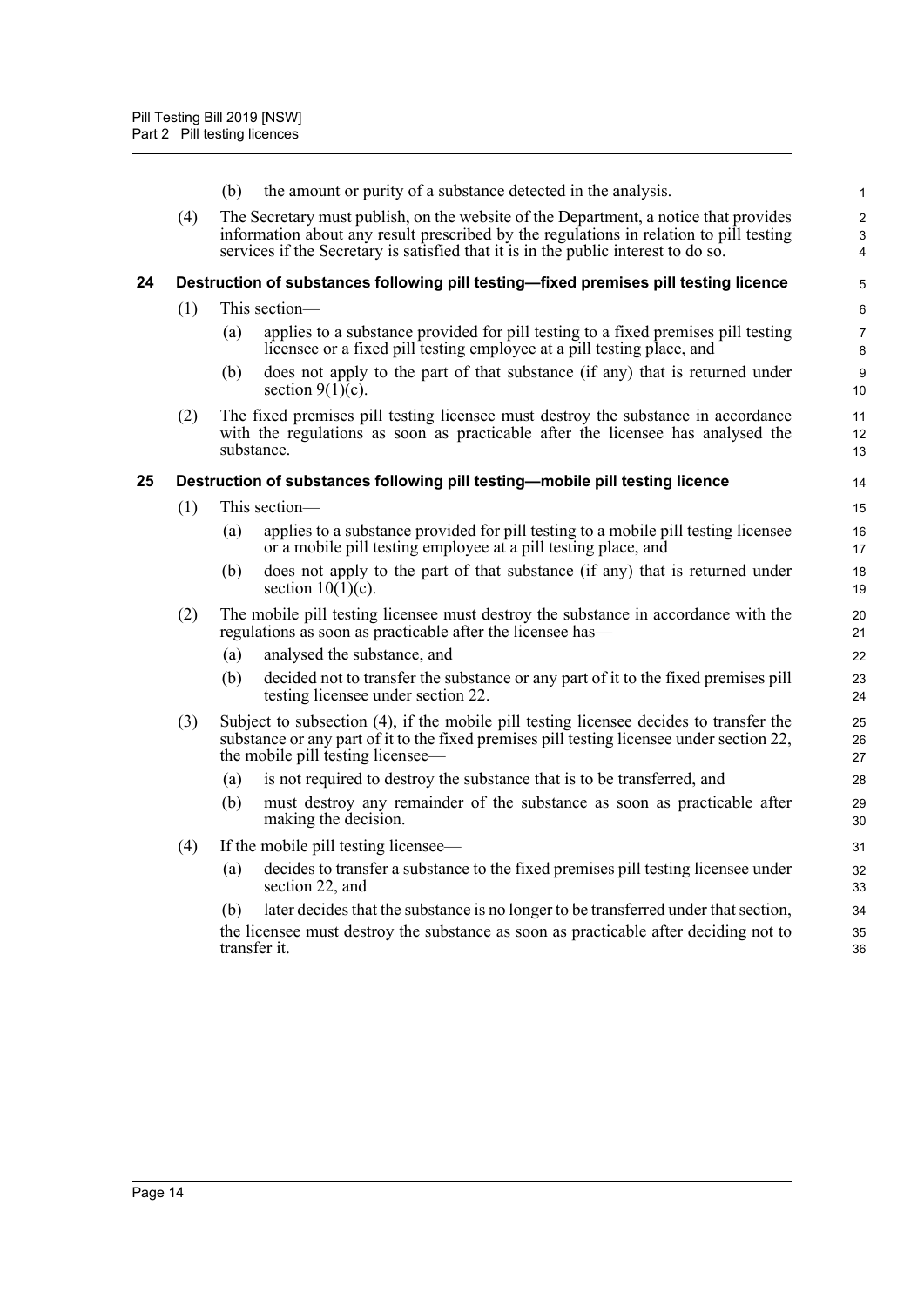(b) the amount or purity of a substance detected in the analysis.

(4) The Secretary must publish, on the website of the Department, a notice that provides information about any result prescribed by the regulations in relation to pill testing services if the Secretary is satisfied that it is in the public interest to do so.

### 24 Destruction of substances following pill testing—fixed premises pill testing licence

(1) This section—

(a) applies to a substance provided for pill testing to a fixed premises pill testing licensee or a fixed pill testing employee at a pill testing place, and

(b) does not apply to the part of that substance (if any) that is returned under section 9(1)(c).

(2) The fixed premises pill testing licensee must destroy the substance in accordance with the regulations as soon as practicable after the licensee has analysed the substance.

### 25 Destruction of substances following pill testing—mobile pill testing licence

(1) This section—

(a) applies to a substance provided for pill testing to a mobile pill testing licensee or a mobile pill testing employee at a pill testing place, and

(b) does not apply to the part of that substance (if any) that is returned under section 10(1)(c).

(2) The mobile pill testing licensee must destroy the substance in accordance with the regulations as soon as practicable after the licensee has—

(a) analysed the substance, and

(b) decided not to transfer the substance or any part of it to the fixed premises pill testing licensee under section 22.

(3) Subject to subsection (4), if the mobile pill testing licensee decides to transfer the substance or any part of it to the fixed premises pill testing licensee under section 22, the mobile pill testing licensee—

(a) is not required to destroy the substance that is to be transferred, and

(b) must destroy any remainder of the substance as soon as practicable after making the decision.

(4) If the mobile pill testing licensee—

(a) decides to transfer a substance to the fixed premises pill testing licensee under section 22, and

(b) later decides that the substance is no longer to be transferred under that section,

the licensee must destroy the substance as soon as practicable after deciding not to transfer it.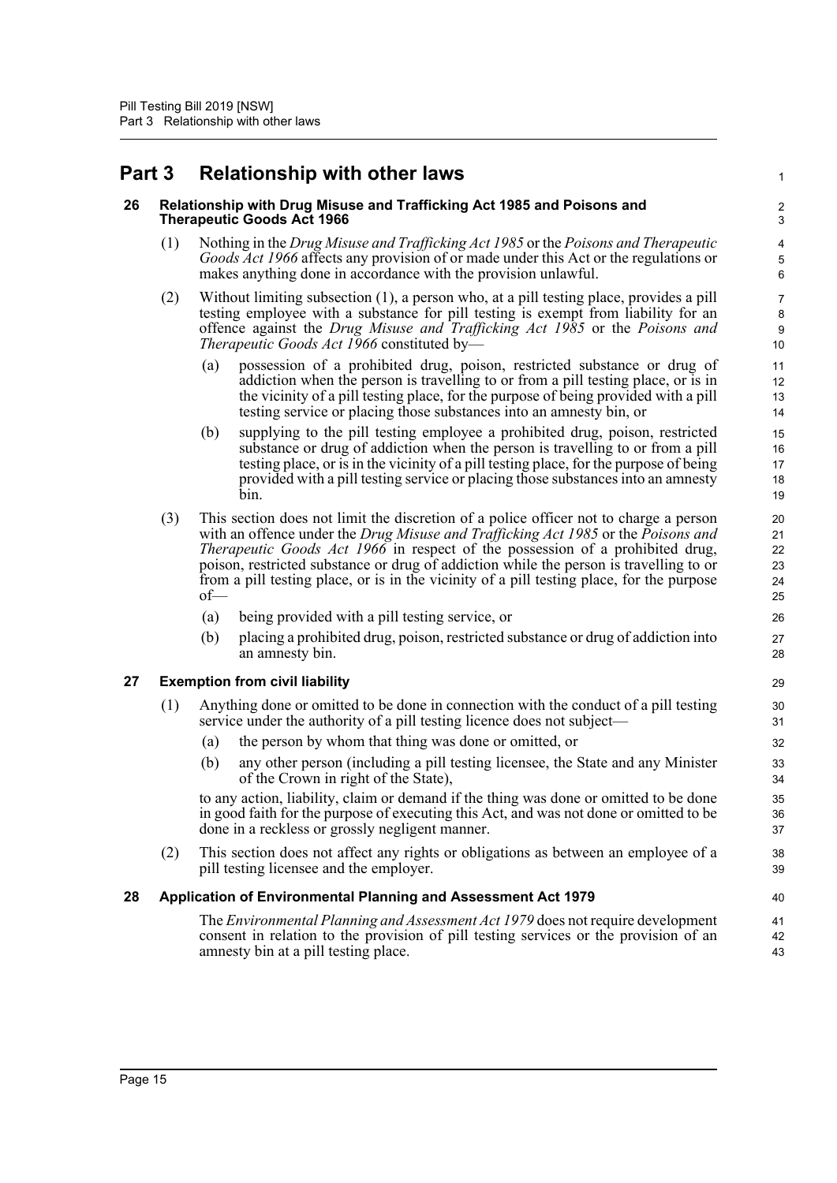# Part 3 Relationship with other laws

## 26 Relationship with Drug Misuse and Trafficking Act 1985 and Poisons and Therapeutic Goods Act 1966

(1) Nothing in the *Drug Misuse and Trafficking Act 1985* or the *Poisons and Therapeutic Goods Act 1966* affects any provision of or made under this Act or the regulations or makes anything done in accordance with the provision unlawful.

(2) Without limiting subsection (1), a person who, at a pill testing place, provides a pill testing employee with a substance for pill testing is exempt from liability for an offence against the *Drug Misuse and Trafficking Act 1985* or the *Poisons and Therapeutic Goods Act 1966* constituted by—

(a) possession of a prohibited drug, poison, restricted substance or drug of addiction when the person is travelling to or from a pill testing place, or is in the vicinity of a pill testing place, for the purpose of being provided with a pill testing service or placing those substances into an amnesty bin, or

(b) supplying to the pill testing employee a prohibited drug, poison, restricted substance or drug of addiction when the person is travelling to or from a pill testing place, or is in the vicinity of a pill testing place, for the purpose of being provided with a pill testing service or placing those substances into an amnesty bin.

(3) This section does not limit the discretion of a police officer not to charge a person with an offence under the *Drug Misuse and Trafficking Act 1985* or the *Poisons and Therapeutic Goods Act 1966* in respect of the possession of a prohibited drug, poison, restricted substance or drug of addiction while the person is travelling to or from a pill testing place, or is in the vicinity of a pill testing place, for the purpose of—

(a) being provided with a pill testing service, or

(b) placing a prohibited drug, poison, restricted substance or drug of addiction into an amnesty bin.

## 27 Exemption from civil liability

(1) Anything done or omitted to be done in connection with the conduct of a pill testing service under the authority of a pill testing licence does not subject—

(a) the person by whom that thing was done or omitted, or

(b) any other person (including a pill testing licensee, the State and any Minister of the Crown in right of the State),

to any action, liability, claim or demand if the thing was done or omitted to be done in good faith for the purpose of executing this Act, and was not done or omitted to be done in a reckless or grossly negligent manner.

(2) This section does not affect any rights or obligations as between an employee of a pill testing licensee and the employer.

## 28 Application of Environmental Planning and Assessment Act 1979

The *Environmental Planning and Assessment Act 1979* does not require development consent in relation to the provision of pill testing services or the provision of an amnesty bin at a pill testing place.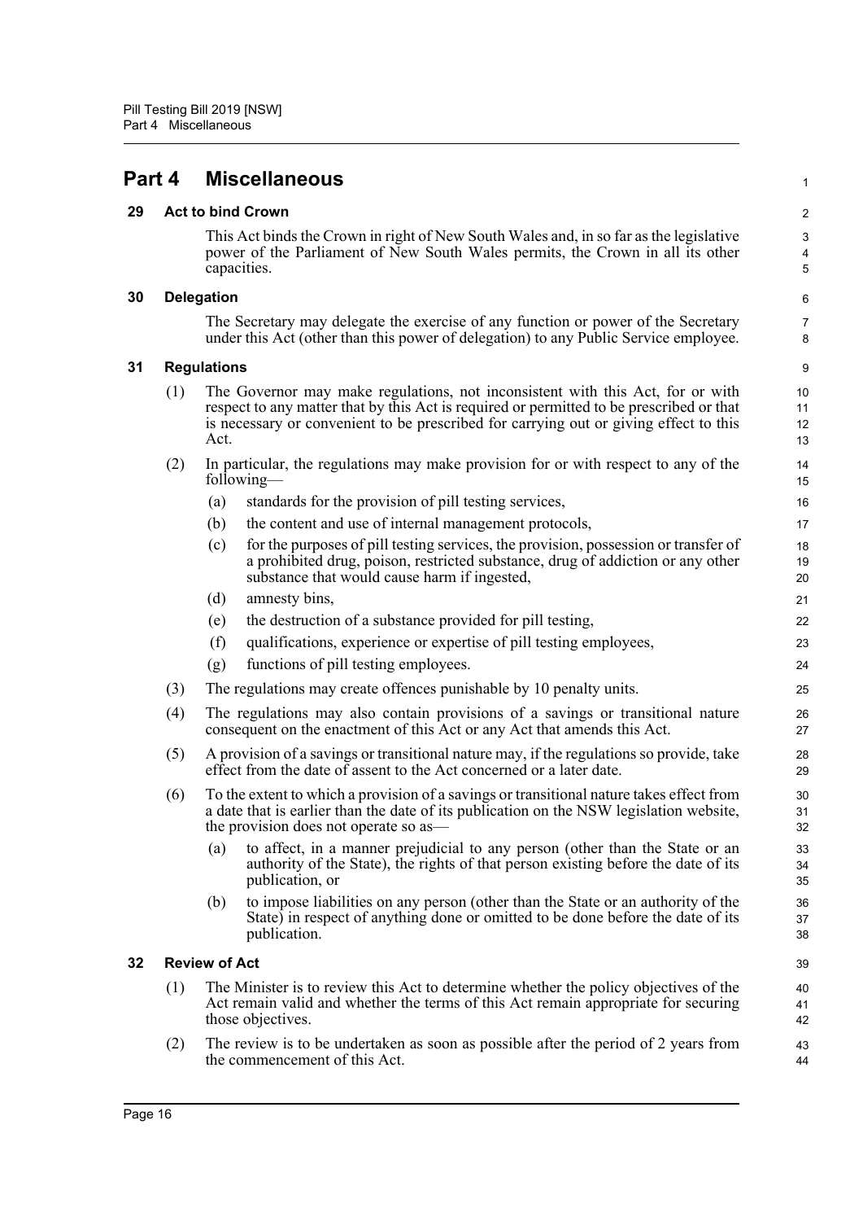# Part 4 Miscellaneous

## 29 Act to bind Crown

This Act binds the Crown in right of New South Wales and, in so far as the legislative power of the Parliament of New South Wales permits, the Crown in all its other capacities.

## 30 Delegation

The Secretary may delegate the exercise of any function or power of the Secretary under this Act (other than this power of delegation) to any Public Service employee.

## 31 Regulations

(1) The Governor may make regulations, not inconsistent with this Act, for or with respect to any matter that by this Act is required or permitted to be prescribed or that is necessary or convenient to be prescribed for carrying out or giving effect to this Act.

(2) In particular, the regulations may make provision for or with respect to any of the following—

- (a) standards for the provision of pill testing services,
- (b) the content and use of internal management protocols,
- (c) for the purposes of pill testing services, the provision, possession or transfer of a prohibited drug, poison, restricted substance, drug of addiction or any other substance that would cause harm if ingested,
- (d) amnesty bins,
- (e) the destruction of a substance provided for pill testing,
- (f) qualifications, experience or expertise of pill testing employees,
- (g) functions of pill testing employees.

(3) The regulations may create offences punishable by 10 penalty units.

(4) The regulations may also contain provisions of a savings or transitional nature consequent on the enactment of this Act or any Act that amends this Act.

(5) A provision of a savings or transitional nature may, if the regulations so provide, take effect from the date of assent to the Act concerned or a later date.

(6) To the extent to which a provision of a savings or transitional nature takes effect from a date that is earlier than the date of its publication on the NSW legislation website, the provision does not operate so as—

- (a) to affect, in a manner prejudicial to any person (other than the State or an authority of the State), the rights of that person existing before the date of its publication, or
- (b) to impose liabilities on any person (other than the State or an authority of the State) in respect of anything done or omitted to be done before the date of its publication.

## 32 Review of Act

(1) The Minister is to review this Act to determine whether the policy objectives of the Act remain valid and whether the terms of this Act remain appropriate for securing those objectives.

(2) The review is to be undertaken as soon as possible after the period of 2 years from the commencement of this Act.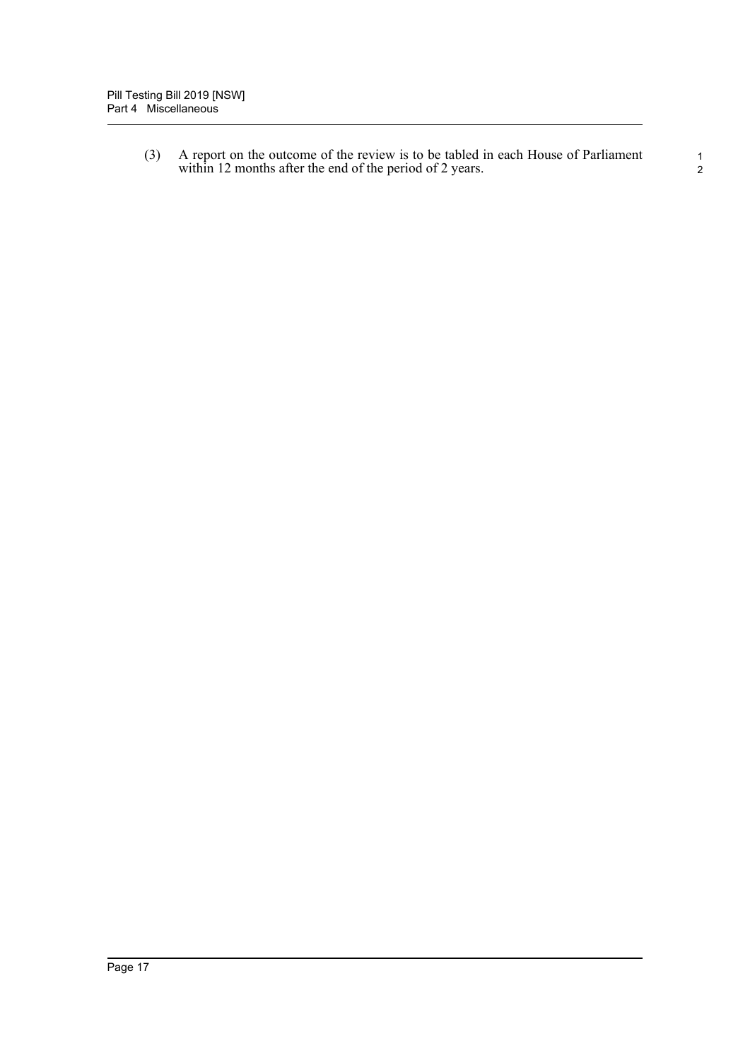(3) A report on the outcome of the review is to be tabled in each House of Parliament within 12 months after the end of the period of 2 years.